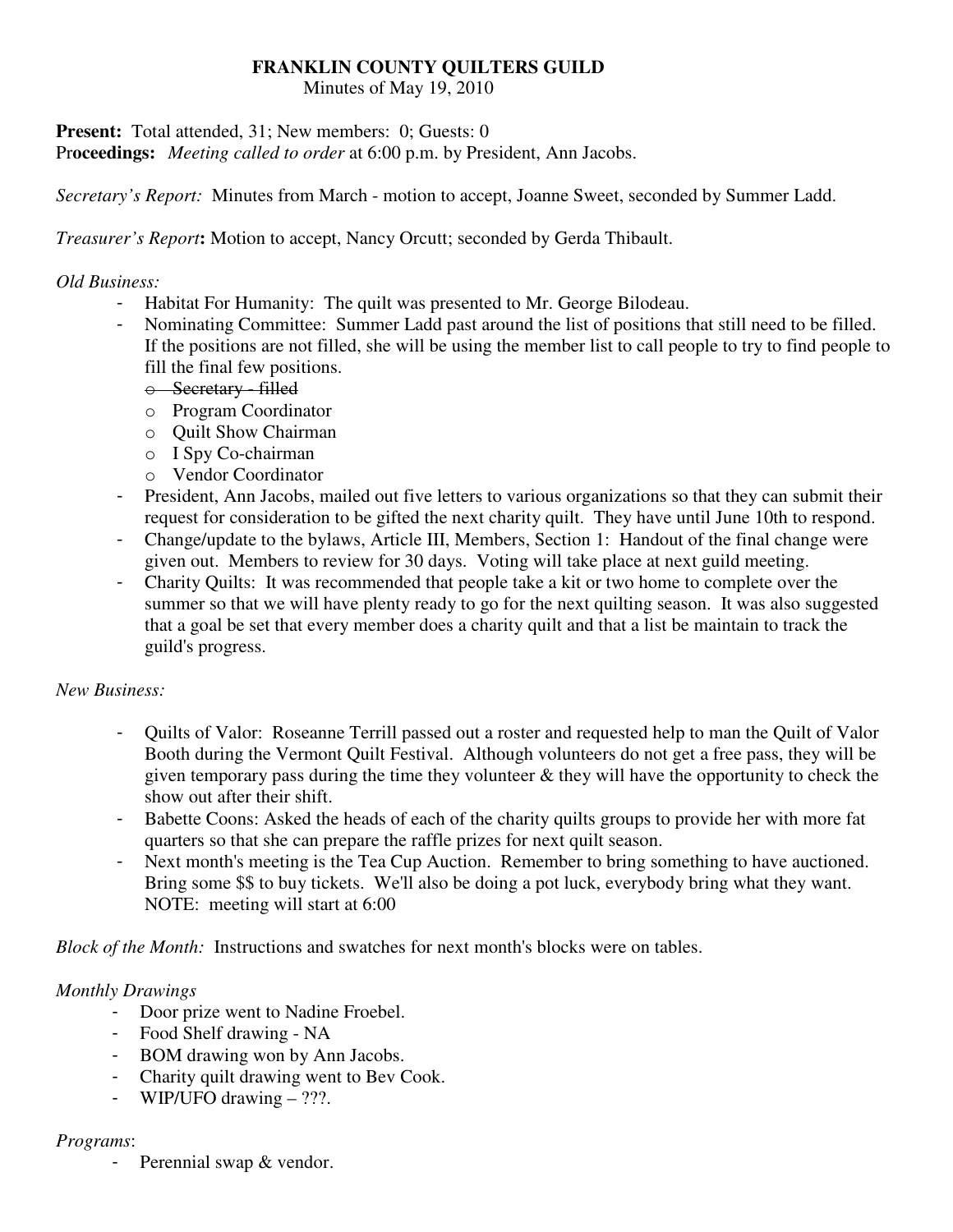# FRANKLIN COUNTY QUILTERS GUILD

Minutes of May 19, 2010

**Present:** Total attended, 31; New members: 0; Guests: 0
**Proceedings:** *Meeting called to order* at 6:00 p.m. by President, Ann Jacobs.

*Secretary's Report:* Minutes from March - motion to accept, Joanne Sweet, seconded by Summer Ladd.

*Treasurer's Report***:** Motion to accept, Nancy Orcutt; seconded by Gerda Thibault.

*Old Business:*

- Habitat For Humanity: The quilt was presented to Mr. George Bilodeau.
- Nominating Committee: Summer Ladd past around the list of positions that still need to be filled. If the positions are not filled, she will be using the member list to call people to try to find people to fill the final few positions.
  - ~~Secretary - filled~~
  - Program Coordinator
  - Quilt Show Chairman
  - I Spy Co-chairman
  - Vendor Coordinator
- President, Ann Jacobs, mailed out five letters to various organizations so that they can submit their request for consideration to be gifted the next charity quilt. They have until June 10th to respond.
- Change/update to the bylaws, Article III, Members, Section 1: Handout of the final change were given out. Members to review for 30 days. Voting will take place at next guild meeting.
- Charity Quilts: It was recommended that people take a kit or two home to complete over the summer so that we will have plenty ready to go for the next quilting season. It was also suggested that a goal be set that every member does a charity quilt and that a list be maintain to track the guild's progress.

*New Business:*

- Quilts of Valor: Roseanne Terrill passed out a roster and requested help to man the Quilt of Valor Booth during the Vermont Quilt Festival. Although volunteers do not get a free pass, they will be given temporary pass during the time they volunteer & they will have the opportunity to check the show out after their shift.
- Babette Coons: Asked the heads of each of the charity quilts groups to provide her with more fat quarters so that she can prepare the raffle prizes for next quilt season.
- Next month's meeting is the Tea Cup Auction. Remember to bring something to have auctioned. Bring some $$ to buy tickets. We'll also be doing a pot luck, everybody bring what they want. NOTE: meeting will start at 6:00

*Block of the Month:* Instructions and swatches for next month's blocks were on tables.

*Monthly Drawings*

- Door prize went to Nadine Froebel.
- Food Shelf drawing - NA
- BOM drawing won by Ann Jacobs.
- Charity quilt drawing went to Bev Cook.
- WIP/UFO drawing – ???.

*Programs*:

- Perennial swap & vendor.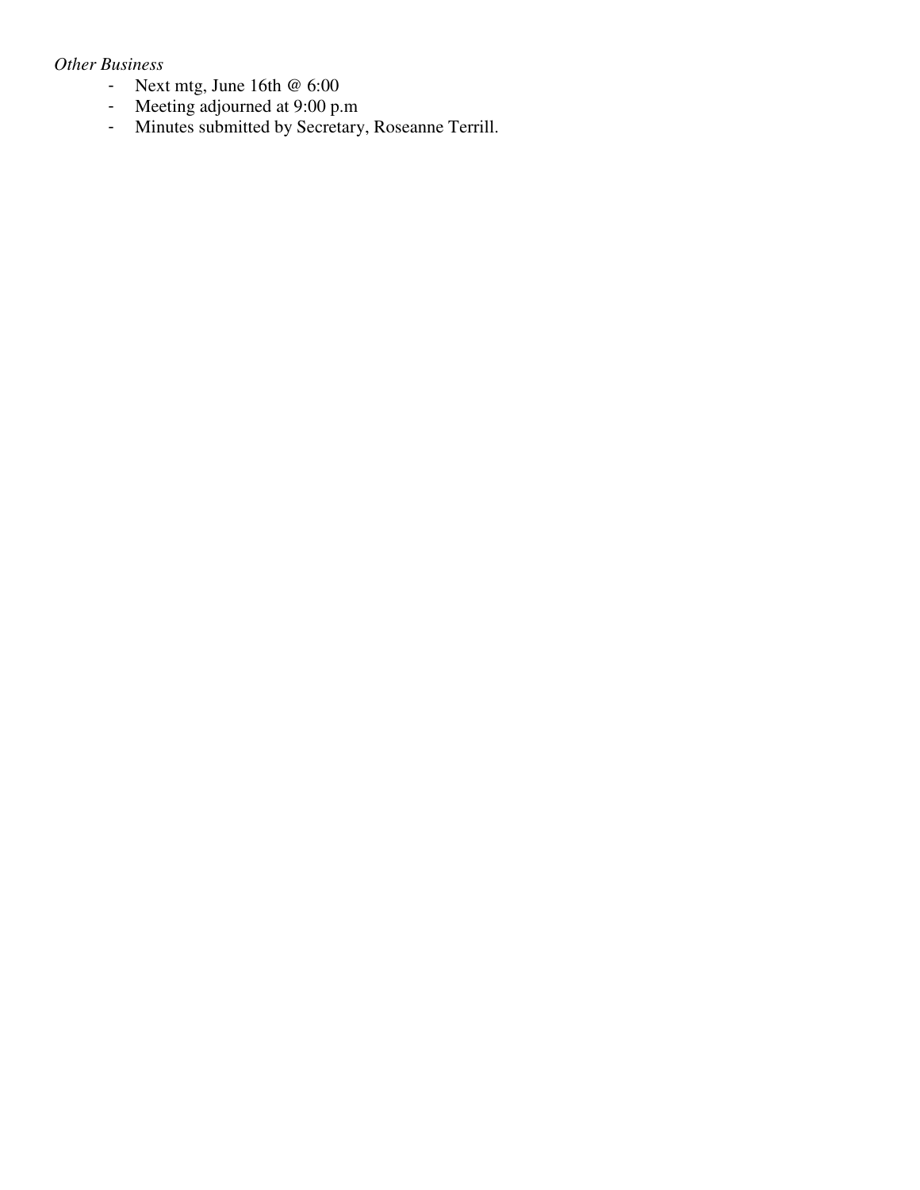*Other Business*

- Next mtg, June 16th @ 6:00
- Meeting adjourned at 9:00 p.m
- Minutes submitted by Secretary, Roseanne Terrill.